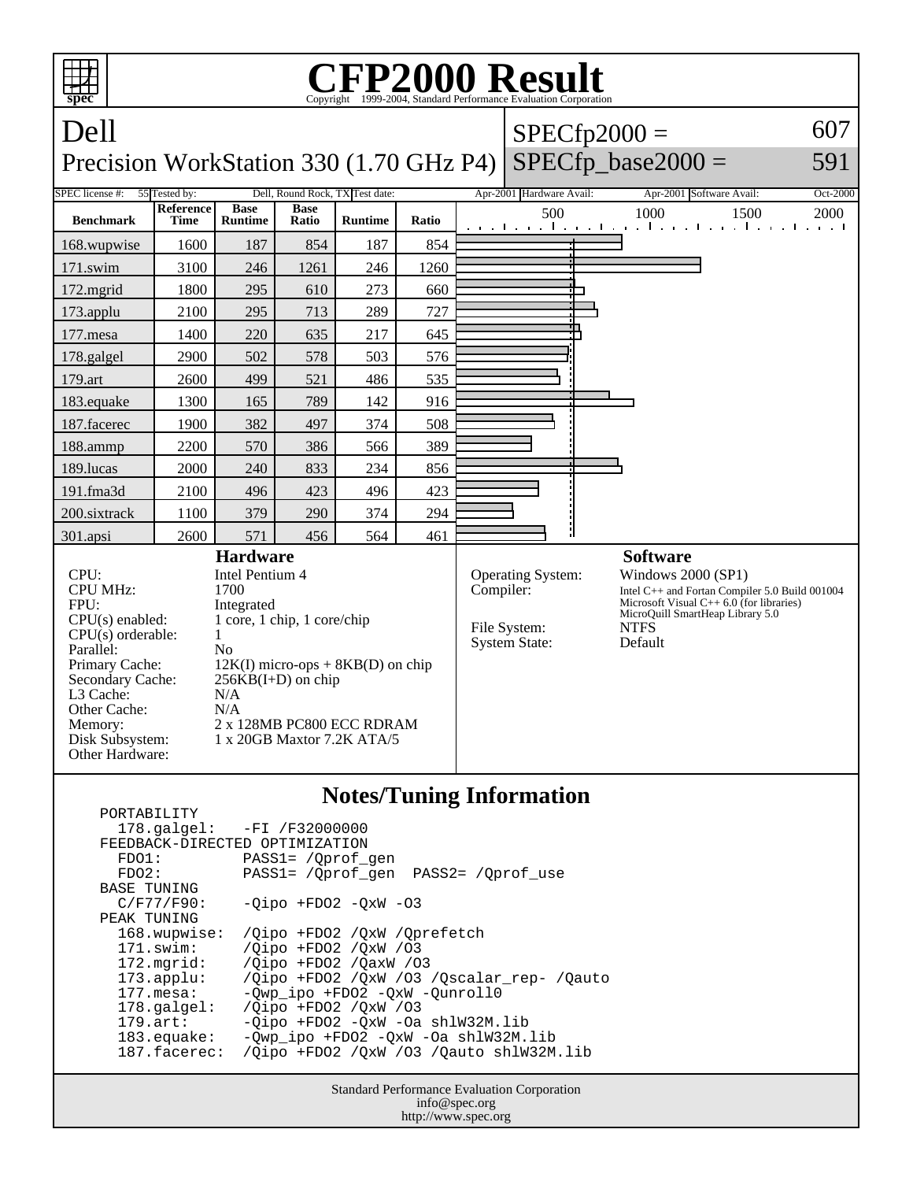# CFP2000 Result

Copyright 1999-2004, Standard Performance Evaluation Corporation

## Dell
## Precision WorkStation 330 (1.70 GHz P4)

SPECfp2000 = 607
SPECfp_base2000 = 591

| SPEC license #: | 55 | Tested by: | Dell, Round Rock, TX | Test date: | Apr-2001 | Hardware Avail: | Apr-2001 | Software Avail: | Oct-2000 |
|---|---|---|---|---|---|---|---|---|---|

| Benchmark | Reference Time | Base Runtime | Base Ratio | Runtime | Ratio |
|---|---|---|---|---|---|
| 168.wupwise | 1600 | 187 | 854 | 187 | 854 |
| 171.swim | 3100 | 246 | 1261 | 246 | 1260 |
| 172.mgrid | 1800 | 295 | 610 | 273 | 660 |
| 173.applu | 2100 | 295 | 713 | 289 | 727 |
| 177.mesa | 1400 | 220 | 635 | 217 | 645 |
| 178.galgel | 2900 | 502 | 578 | 503 | 576 |
| 179.art | 2600 | 499 | 521 | 486 | 535 |
| 183.equake | 1300 | 165 | 789 | 142 | 916 |
| 187.facerec | 1900 | 382 | 497 | 374 | 508 |
| 188.ammp | 2200 | 570 | 386 | 566 | 389 |
| 189.lucas | 2000 | 240 | 833 | 234 | 856 |
| 191.fma3d | 2100 | 496 | 423 | 496 | 423 |
| 200.sixtrack | 1100 | 379 | 290 | 374 | 294 |
| 301.apsi | 2600 | 571 | 456 | 564 | 461 |

### Hardware

| | |
|---|---|
| CPU: | Intel Pentium 4 |
| CPU MHz: | 1700 |
| FPU: | Integrated |
| CPU(s) enabled: | 1 core, 1 chip, 1 core/chip |
| CPU(s) orderable: | 1 |
| Parallel: | No |
| Primary Cache: | 12K(I) micro-ops + 8KB(D) on chip |
| Secondary Cache: | 256KB(I+D) on chip |
| L3 Cache: | N/A |
| Other Cache: | N/A |
| Memory: | 2 x 128MB PC800 ECC RDRAM |
| Disk Subsystem: | 1 x 20GB Maxtor 7.2K ATA/5 |
| Other Hardware: | |

### Software

| | |
|---|---|
| Operating System: | Windows 2000 (SP1) |
| Compiler: | Intel C++ and Fortan Compiler 5.0 Build 001004<br>Microsoft Visual C++ 6.0 (for libraries)<br>MicroQuill SmartHeap Library 5.0 |
| File System: | NTFS |
| System State: | Default |

### Notes/Tuning Information

```
PORTABILITY
  178.galgel:   -FI /F32000000
FEEDBACK-DIRECTED OPTIMIZATION
  FDO1:         PASS1= /Qprof_gen
  FDO2:         PASS1= /Qprof_gen  PASS2= /Qprof_use
BASE TUNING
  C/F77/F90:    -Qipo +FDO2 -QxW -O3
PEAK TUNING
  168.wupwise:  /Qipo +FDO2 /QxW /Qprefetch
  171.swim:     /Qipo +FDO2 /QxW /O3
  172.mgrid:    /Qipo +FDO2 /QaxW /O3
  173.applu:    /Qipo +FDO2 /QxW /O3 /Qscalar_rep- /Qauto
  177.mesa:     -Qwp_ipo +FDO2 -QxW -Qunroll0
  178.galgel:   /Qipo +FDO2 /QxW /O3
  179.art:      -Qipo +FDO2 -QxW -Oa shlW32M.lib
  183.equake:   -Qwp_ipo +FDO2 -QxW -Oa shlW32M.lib
  187.facerec:  /Qipo +FDO2 /QxW /O3 /Qauto shlW32M.lib
```

Standard Performance Evaluation Corporation
info@spec.org
http://www.spec.org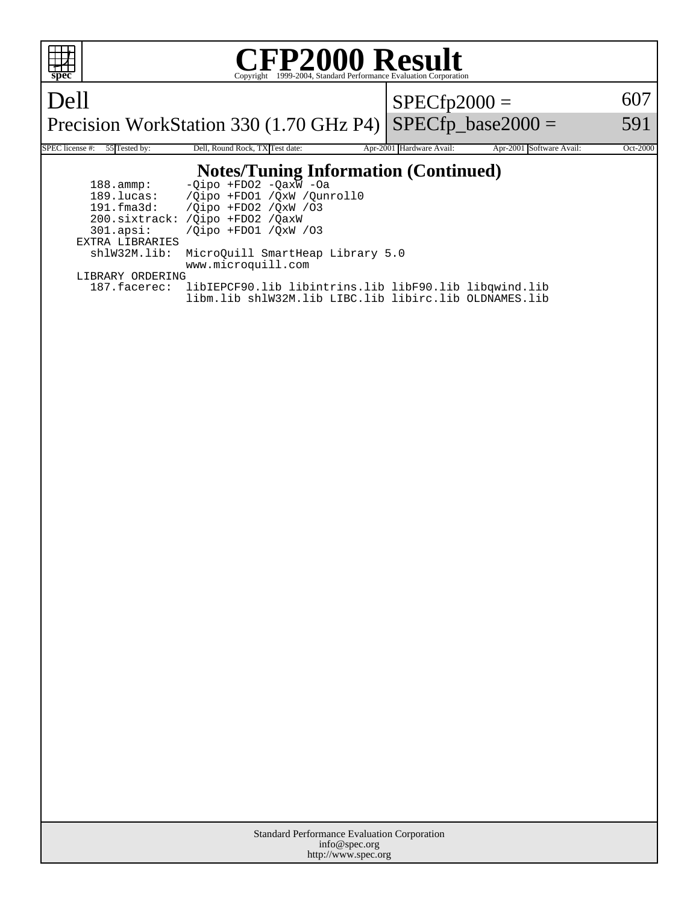# CFP2000 Result

Copyright 1999-2004, Standard Performance Evaluation Corporation

Dell
Precision WorkStation 330 (1.70 GHz P4)

SPECfp2000 = 607
SPECfp_base2000 = 591

| SPEC license #: | 55 | Tested by: | Dell, Round Rock, TX | Test date: | Apr-2001 | Hardware Avail: | Apr-2001 | Software Avail: | Oct-2000 |
|---|---|---|---|---|---|---|---|---|---|

## Notes/Tuning Information (Continued)

```
      188.ammp:     -Qipo +FDO2 -QaxW -Oa
      189.lucas:    /Qipo +FDO1 /QxW /Qunroll0
      191.fma3d:    /Qipo +FDO2 /QxW /O3
      200.sixtrack: /Qipo +FDO2 /QaxW
      301.apsi:     /Qipo +FDO1 /QxW /O3
    EXTRA LIBRARIES
      shlW32M.lib:  MicroQuill SmartHeap Library 5.0
                    www.microquill.com
    LIBRARY ORDERING
      187.facerec:  libIEPCF90.lib libintrins.lib libF90.lib libqwind.lib
                    libm.lib shlW32M.lib LIBC.lib libirc.lib OLDNAMES.lib
```